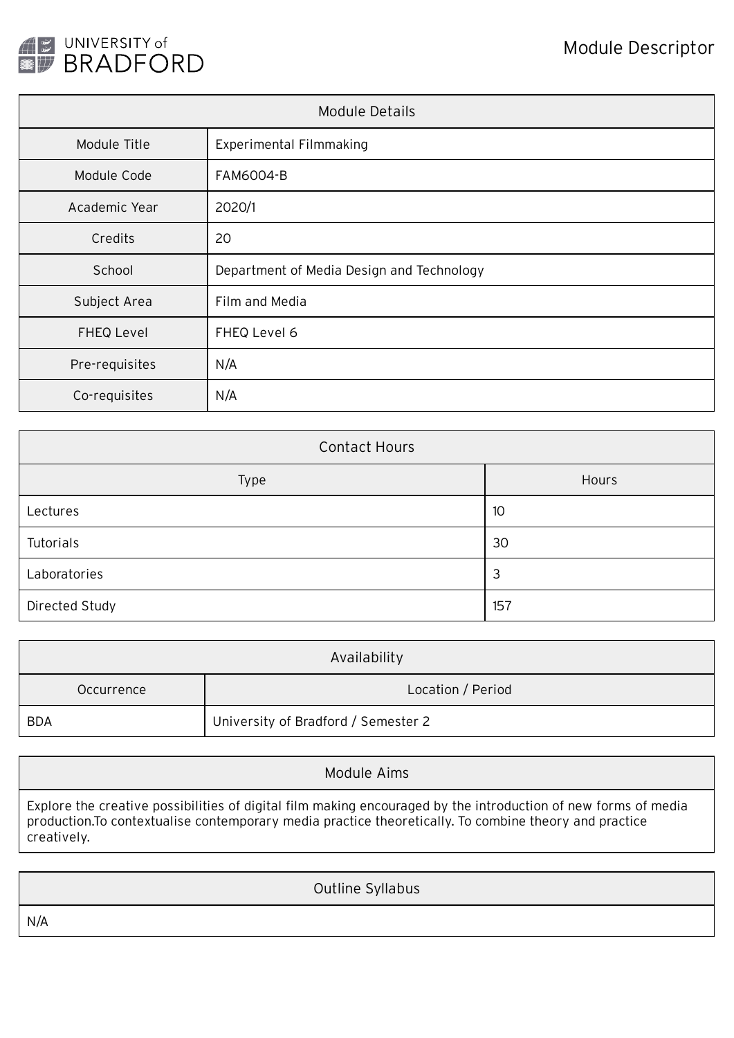UNIVERSITY of BRADFORD

# Module Descriptor

| Module Details | |
|---|---|
| Module Title | Experimental Filmmaking |
| Module Code | FAM6004-B |
| Academic Year | 2020/1 |
| Credits | 20 |
| School | Department of Media Design and Technology |
| Subject Area | Film and Media |
| FHEQ Level | FHEQ Level 6 |
| Pre-requisites | N/A |
| Co-requisites | N/A |

| Contact Hours | |
|---|---|
| Type | Hours |
| Lectures | 10 |
| Tutorials | 30 |
| Laboratories | 3 |
| Directed Study | 157 |

| Availability | |
|---|---|
| Occurrence | Location / Period |
| BDA | University of Bradford / Semester 2 |

## Module Aims

Explore the creative possibilities of digital film making encouraged by the introduction of new forms of media production.To contextualise contemporary media practice theoretically. To combine theory and practice creatively.

## Outline Syllabus

N/A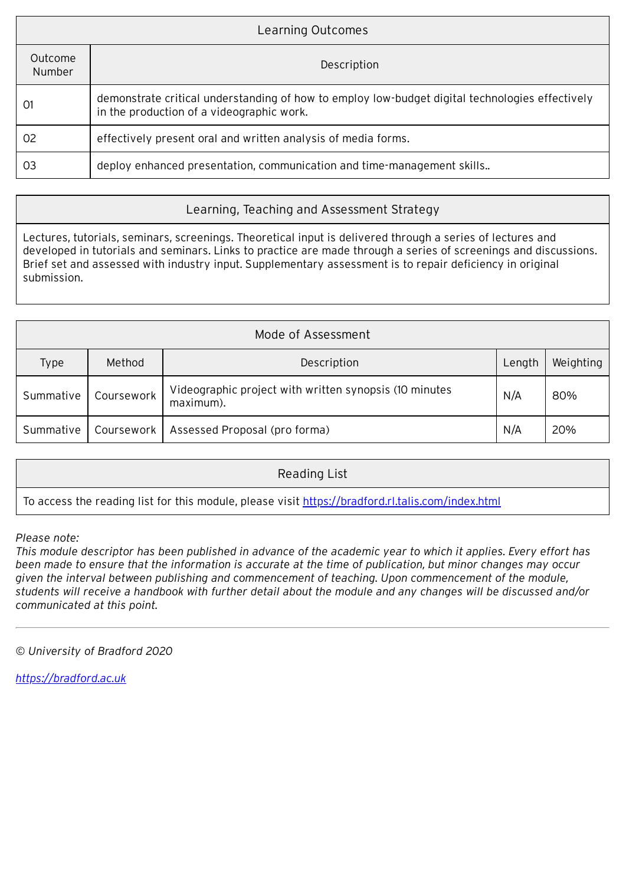## Learning Outcomes

| Outcome Number | Description |
|---|---|
| 01 | demonstrate critical understanding of how to employ low-budget digital technologies effectively in the production of a videographic work. |
| 02 | effectively present oral and written analysis of media forms. |
| 03 | deploy enhanced presentation, communication and time-management skills.. |

## Learning, Teaching and Assessment Strategy

Lectures, tutorials, seminars, screenings. Theoretical input is delivered through a series of lectures and developed in tutorials and seminars. Links to practice are made through a series of screenings and discussions. Brief set and assessed with industry input. Supplementary assessment is to repair deficiency in original submission.

## Mode of Assessment

| Type | Method | Description | Length | Weighting |
|---|---|---|---|---|
| Summative | Coursework | Videographic project with written synopsis (10 minutes maximum). | N/A | 80% |
| Summative | Coursework | Assessed Proposal (pro forma) | N/A | 20% |

## Reading List

To access the reading list for this module, please visit https://bradford.rl.talis.com/index.html

*Please note:*
*This module descriptor has been published in advance of the academic year to which it applies. Every effort has been made to ensure that the information is accurate at the time of publication, but minor changes may occur given the interval between publishing and commencement of teaching. Upon commencement of the module, students will receive a handbook with further detail about the module and any changes will be discussed and/or communicated at this point.*

---

*© University of Bradford 2020*

*https://bradford.ac.uk*